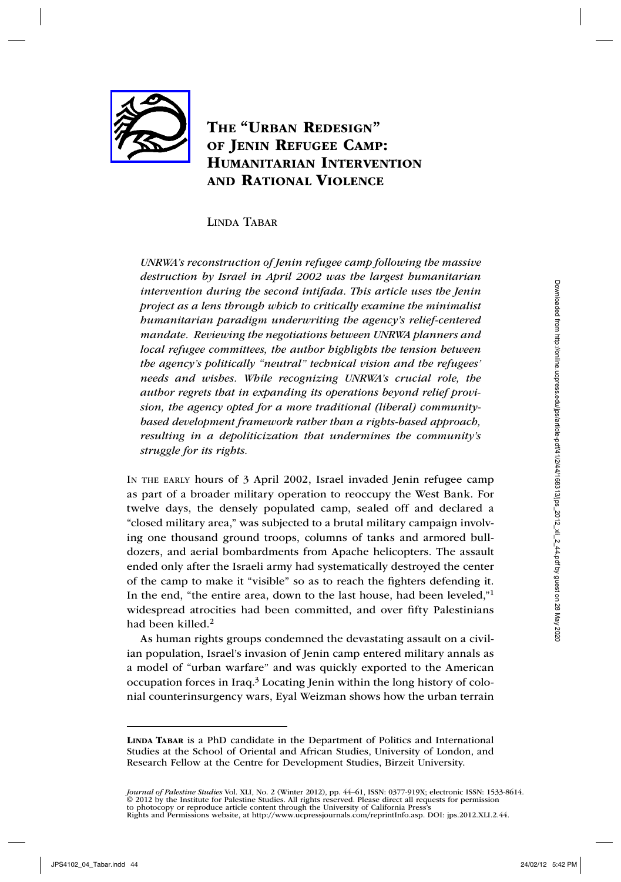# The "Urban Redesign" of Jenin Refugee Camp: Humanitarian Intervention and Rational Violence

Linda Tabar

*UNRWA's reconstruction of Jenin refugee camp following the massive destruction by Israel in April 2002 was the largest humanitarian intervention during the second intifada. This article uses the Jenin project as a lens through which to critically examine the minimalist humanitarian paradigm underwriting the agency's relief-centered mandate. Reviewing the negotiations between UNRWA planners and local refugee committees, the author highlights the tension between the agency's politically "neutral" technical vision and the refugees' needs and wishes. While recognizing UNRWA's crucial role, the author regrets that in expanding its operations beyond relief provision, the agency opted for a more traditional (liberal) community-based development framework rather than a rights-based approach, resulting in a depoliticization that undermines the community's struggle for its rights.*

In the early hours of 3 April 2002, Israel invaded Jenin refugee camp as part of a broader military operation to reoccupy the West Bank. For twelve days, the densely populated camp, sealed off and declared a "closed military area," was subjected to a brutal military campaign involving one thousand ground troops, columns of tanks and armored bulldozers, and aerial bombardments from Apache helicopters. The assault ended only after the Israeli army had systematically destroyed the center of the camp to make it "visible" so as to reach the fighters defending it. In the end, "the entire area, down to the last house, had been leveled,"[1] widespread atrocities had been committed, and over fifty Palestinians had been killed.[2]

As human rights groups condemned the devastating assault on a civilian population, Israel's invasion of Jenin camp entered military annals as a model of "urban warfare" and was quickly exported to the American occupation forces in Iraq.[3] Locating Jenin within the long history of colonial counterinsurgency wars, Eyal Weizman shows how the urban terrain

---

**Linda Tabar** is a PhD candidate in the Department of Politics and International Studies at the School of Oriental and African Studies, University of London, and Research Fellow at the Centre for Development Studies, Birzeit University.

*Journal of Palestine Studies* Vol. XLI, No. 2 (Winter 2012), pp. 44–61, ISSN: 0377-919X; electronic ISSN: 1533-8614. © 2012 by the Institute for Palestine Studies. All rights reserved. Please direct all requests for permission to photocopy or reproduce article content through the University of California Press's Rights and Permissions website, at http://www.ucpressjournals.com/reprintInfo.asp. DOI: jps.2012.XLI.2.44.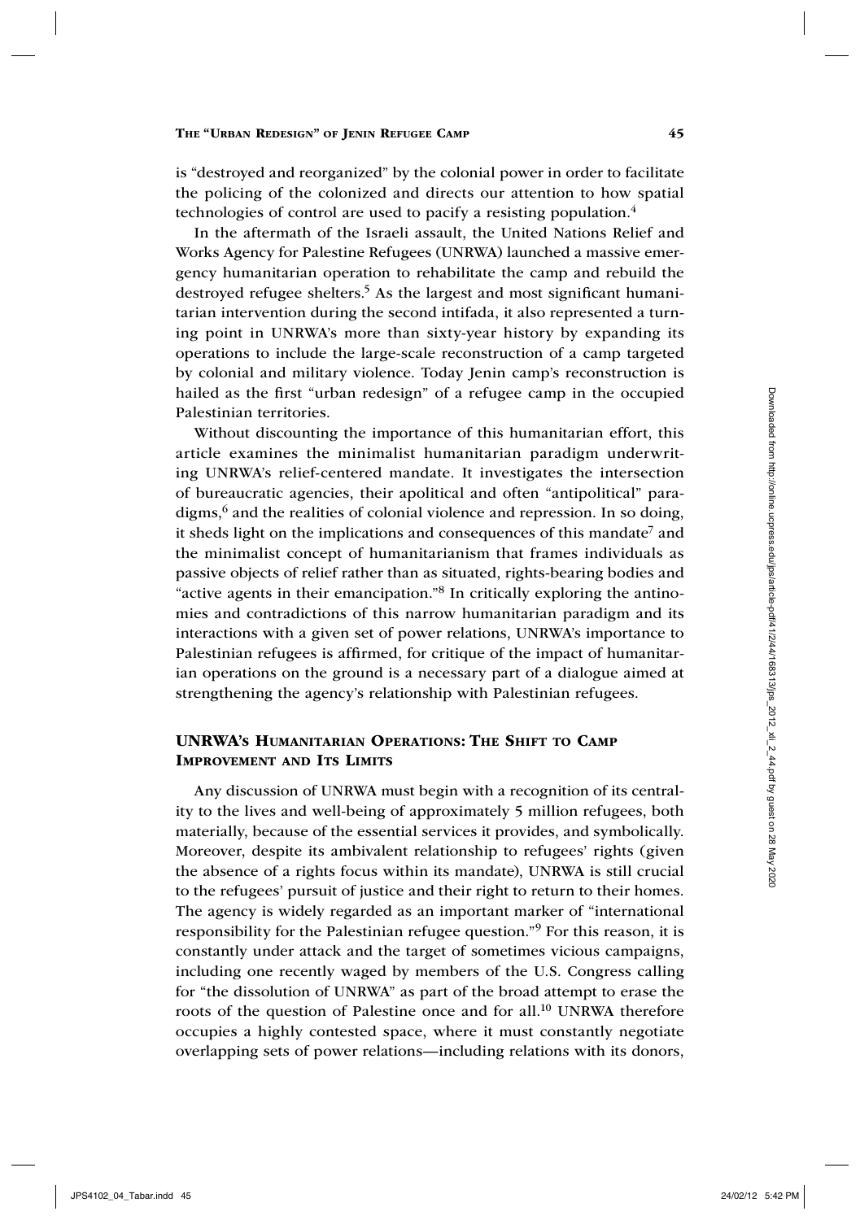is "destroyed and reorganized" by the colonial power in order to facilitate the policing of the colonized and directs our attention to how spatial technologies of control are used to pacify a resisting population.[4]

In the aftermath of the Israeli assault, the United Nations Relief and Works Agency for Palestine Refugees (UNRWA) launched a massive emergency humanitarian operation to rehabilitate the camp and rebuild the destroyed refugee shelters.[5] As the largest and most significant humanitarian intervention during the second intifada, it also represented a turning point in UNRWA's more than sixty-year history by expanding its operations to include the large-scale reconstruction of a camp targeted by colonial and military violence. Today Jenin camp's reconstruction is hailed as the first "urban redesign" of a refugee camp in the occupied Palestinian territories.

Without discounting the importance of this humanitarian effort, this article examines the minimalist humanitarian paradigm underwriting UNRWA's relief-centered mandate. It investigates the intersection of bureaucratic agencies, their apolitical and often "antipolitical" paradigms,[6] and the realities of colonial violence and repression. In so doing, it sheds light on the implications and consequences of this mandate[7] and the minimalist concept of humanitarianism that frames individuals as passive objects of relief rather than as situated, rights-bearing bodies and "active agents in their emancipation."[8] In critically exploring the antinomies and contradictions of this narrow humanitarian paradigm and its interactions with a given set of power relations, UNRWA's importance to Palestinian refugees is affirmed, for critique of the impact of humanitarian operations on the ground is a necessary part of a dialogue aimed at strengthening the agency's relationship with Palestinian refugees.

## UNRWA's Humanitarian Operations: The Shift to Camp Improvement and Its Limits

Any discussion of UNRWA must begin with a recognition of its centrality to the lives and well-being of approximately 5 million refugees, both materially, because of the essential services it provides, and symbolically. Moreover, despite its ambivalent relationship to refugees' rights (given the absence of a rights focus within its mandate), UNRWA is still crucial to the refugees' pursuit of justice and their right to return to their homes. The agency is widely regarded as an important marker of "international responsibility for the Palestinian refugee question."[9] For this reason, it is constantly under attack and the target of sometimes vicious campaigns, including one recently waged by members of the U.S. Congress calling for "the dissolution of UNRWA" as part of the broad attempt to erase the roots of the question of Palestine once and for all.[10] UNRWA therefore occupies a highly contested space, where it must constantly negotiate overlapping sets of power relations—including relations with its donors,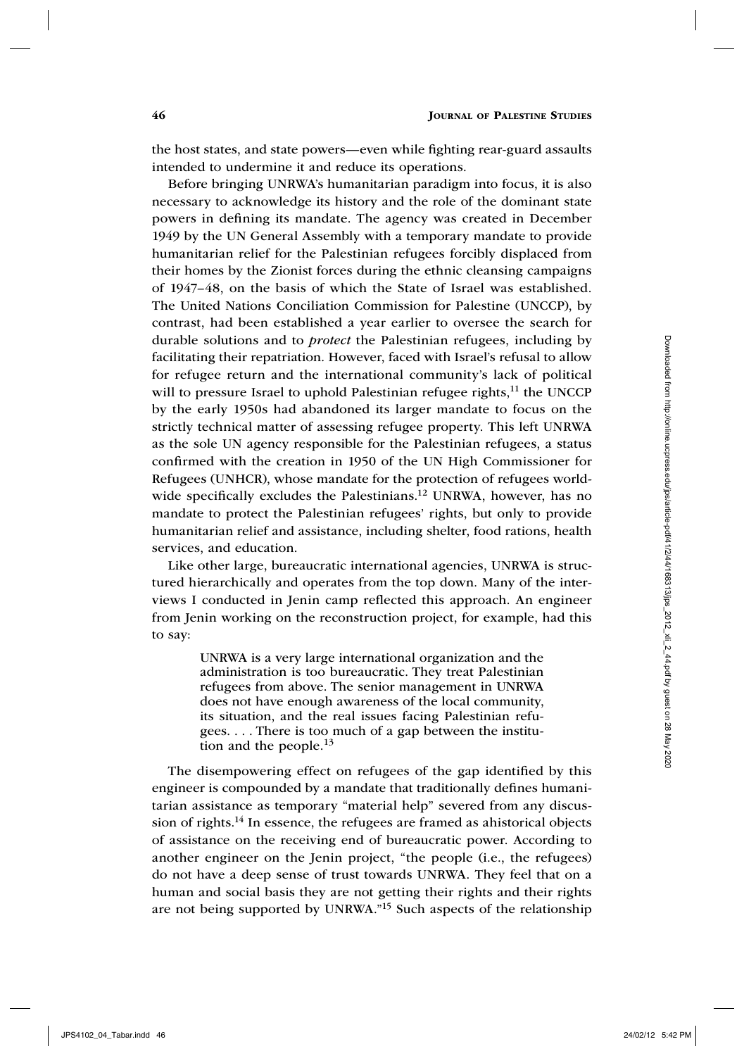the host states, and state powers—even while fighting rear-guard assaults intended to undermine it and reduce its operations.

Before bringing UNRWA's humanitarian paradigm into focus, it is also necessary to acknowledge its history and the role of the dominant state powers in defining its mandate. The agency was created in December 1949 by the UN General Assembly with a temporary mandate to provide humanitarian relief for the Palestinian refugees forcibly displaced from their homes by the Zionist forces during the ethnic cleansing campaigns of 1947–48, on the basis of which the State of Israel was established. The United Nations Conciliation Commission for Palestine (UNCCP), by contrast, had been established a year earlier to oversee the search for durable solutions and to *protect* the Palestinian refugees, including by facilitating their repatriation. However, faced with Israel's refusal to allow for refugee return and the international community's lack of political will to pressure Israel to uphold Palestinian refugee rights,[11] the UNCCP by the early 1950s had abandoned its larger mandate to focus on the strictly technical matter of assessing refugee property. This left UNRWA as the sole UN agency responsible for the Palestinian refugees, a status confirmed with the creation in 1950 of the UN High Commissioner for Refugees (UNHCR), whose mandate for the protection of refugees worldwide specifically excludes the Palestinians.[12] UNRWA, however, has no mandate to protect the Palestinian refugees' rights, but only to provide humanitarian relief and assistance, including shelter, food rations, health services, and education.

Like other large, bureaucratic international agencies, UNRWA is structured hierarchically and operates from the top down. Many of the interviews I conducted in Jenin camp reflected this approach. An engineer from Jenin working on the reconstruction project, for example, had this to say:

> UNRWA is a very large international organization and the administration is too bureaucratic. They treat Palestinian refugees from above. The senior management in UNRWA does not have enough awareness of the local community, its situation, and the real issues facing Palestinian refugees. . . . There is too much of a gap between the institution and the people.[13]

The disempowering effect on refugees of the gap identified by this engineer is compounded by a mandate that traditionally defines humanitarian assistance as temporary "material help" severed from any discussion of rights.[14] In essence, the refugees are framed as ahistorical objects of assistance on the receiving end of bureaucratic power. According to another engineer on the Jenin project, "the people (i.e., the refugees) do not have a deep sense of trust towards UNRWA. They feel that on a human and social basis they are not getting their rights and their rights are not being supported by UNRWA."[15] Such aspects of the relationship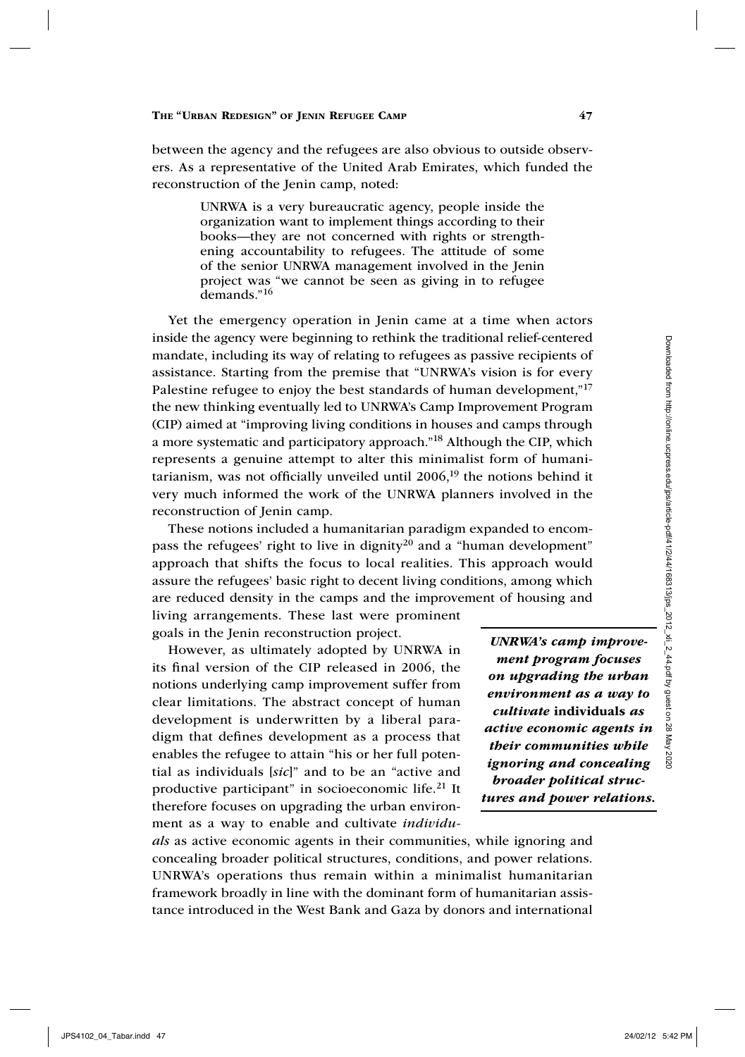between the agency and the refugees are also obvious to outside observers. As a representative of the United Arab Emirates, which funded the reconstruction of the Jenin camp, noted:

> UNRWA is a very bureaucratic agency, people inside the organization want to implement things according to their books—they are not concerned with rights or strengthening accountability to refugees. The attitude of some of the senior UNRWA management involved in the Jenin project was "we cannot be seen as giving in to refugee demands."[16]

Yet the emergency operation in Jenin came at a time when actors inside the agency were beginning to rethink the traditional relief-centered mandate, including its way of relating to refugees as passive recipients of assistance. Starting from the premise that "UNRWA's vision is for every Palestine refugee to enjoy the best standards of human development,"[17] the new thinking eventually led to UNRWA's Camp Improvement Program (CIP) aimed at "improving living conditions in houses and camps through a more systematic and participatory approach."[18] Although the CIP, which represents a genuine attempt to alter this minimalist form of humanitarianism, was not officially unveiled until 2006,[19] the notions behind it very much informed the work of the UNRWA planners involved in the reconstruction of Jenin camp.

These notions included a humanitarian paradigm expanded to encompass the refugees' right to live in dignity[20] and a "human development" approach that shifts the focus to local realities. This approach would assure the refugees' basic right to decent living conditions, among which are reduced density in the camps and the improvement of housing and living arrangements. These last were prominent goals in the Jenin reconstruction project.

> ***UNRWA's camp improvement program focuses on upgrading the urban environment as a way to cultivate* individuals *as active economic agents in their communities while ignoring and concealing broader political structures and power relations.***

However, as ultimately adopted by UNRWA in its final version of the CIP released in 2006, the notions underlying camp improvement suffer from clear limitations. The abstract concept of human development is underwritten by a liberal paradigm that defines development as a process that enables the refugee to attain "his or her full potential as individuals [*sic*]" and to be an "active and productive participant" in socioeconomic life.[21] It therefore focuses on upgrading the urban environment as a way to enable and cultivate *individuals* as active economic agents in their communities, while ignoring and concealing broader political structures, conditions, and power relations. UNRWA's operations thus remain within a minimalist humanitarian framework broadly in line with the dominant form of humanitarian assistance introduced in the West Bank and Gaza by donors and international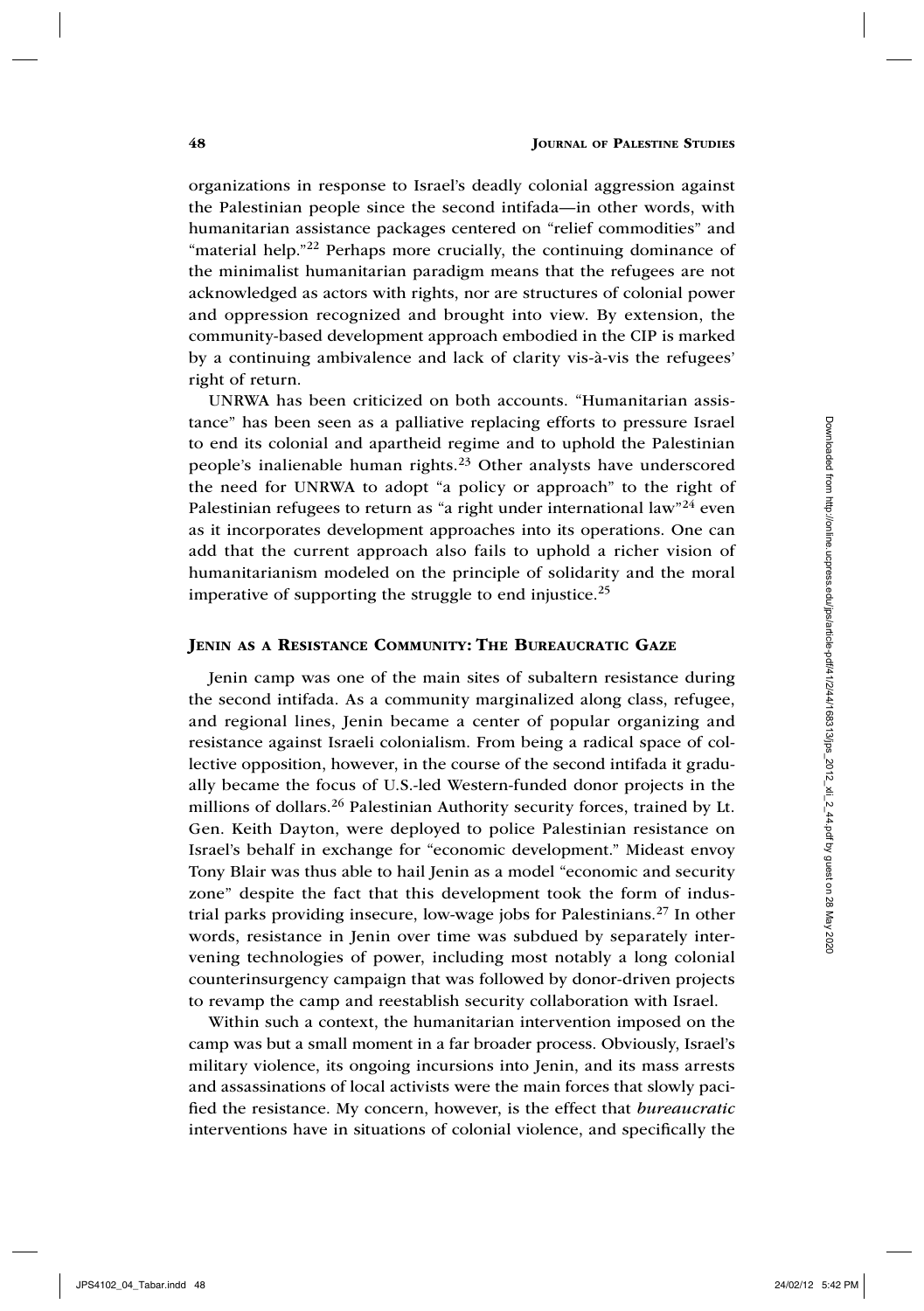organizations in response to Israel's deadly colonial aggression against the Palestinian people since the second intifada—in other words, with humanitarian assistance packages centered on "relief commodities" and "material help."[22] Perhaps more crucially, the continuing dominance of the minimalist humanitarian paradigm means that the refugees are not acknowledged as actors with rights, nor are structures of colonial power and oppression recognized and brought into view. By extension, the community-based development approach embodied in the CIP is marked by a continuing ambivalence and lack of clarity vis-à-vis the refugees' right of return.

UNRWA has been criticized on both accounts. "Humanitarian assistance" has been seen as a palliative replacing efforts to pressure Israel to end its colonial and apartheid regime and to uphold the Palestinian people's inalienable human rights.[23] Other analysts have underscored the need for UNRWA to adopt "a policy or approach" to the right of Palestinian refugees to return as "a right under international law"[24] even as it incorporates development approaches into its operations. One can add that the current approach also fails to uphold a richer vision of humanitarianism modeled on the principle of solidarity and the moral imperative of supporting the struggle to end injustice.[25]

## Jenin as a Resistance Community: The Bureaucratic Gaze

Jenin camp was one of the main sites of subaltern resistance during the second intifada. As a community marginalized along class, refugee, and regional lines, Jenin became a center of popular organizing and resistance against Israeli colonialism. From being a radical space of collective opposition, however, in the course of the second intifada it gradually became the focus of U.S.-led Western-funded donor projects in the millions of dollars.[26] Palestinian Authority security forces, trained by Lt. Gen. Keith Dayton, were deployed to police Palestinian resistance on Israel's behalf in exchange for "economic development." Mideast envoy Tony Blair was thus able to hail Jenin as a model "economic and security zone" despite the fact that this development took the form of industrial parks providing insecure, low-wage jobs for Palestinians.[27] In other words, resistance in Jenin over time was subdued by separately intervening technologies of power, including most notably a long colonial counterinsurgency campaign that was followed by donor-driven projects to revamp the camp and reestablish security collaboration with Israel.

Within such a context, the humanitarian intervention imposed on the camp was but a small moment in a far broader process. Obviously, Israel's military violence, its ongoing incursions into Jenin, and its mass arrests and assassinations of local activists were the main forces that slowly pacified the resistance. My concern, however, is the effect that *bureaucratic* interventions have in situations of colonial violence, and specifically the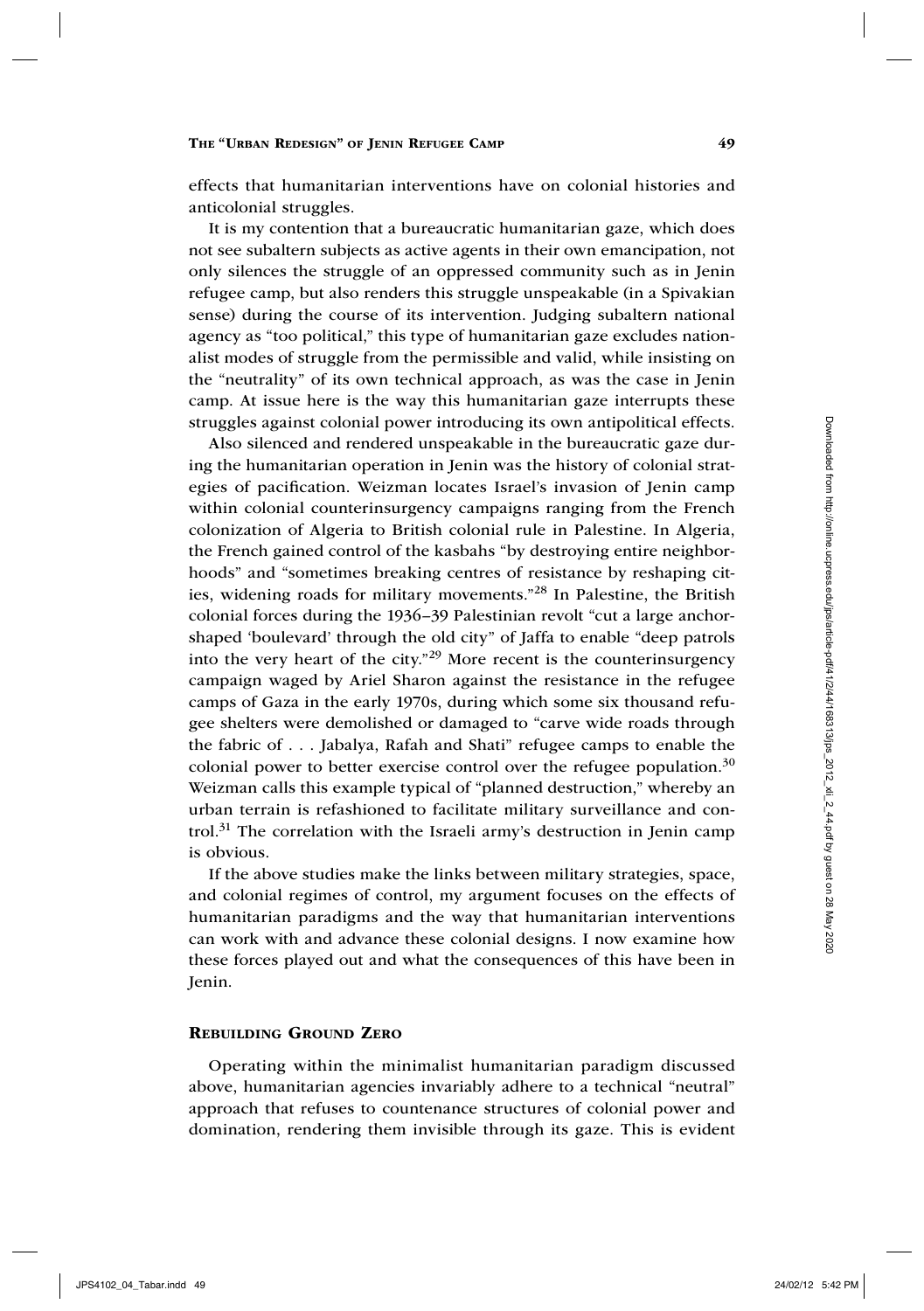effects that humanitarian interventions have on colonial histories and anticolonial struggles.

It is my contention that a bureaucratic humanitarian gaze, which does not see subaltern subjects as active agents in their own emancipation, not only silences the struggle of an oppressed community such as in Jenin refugee camp, but also renders this struggle unspeakable (in a Spivakian sense) during the course of its intervention. Judging subaltern national agency as "too political," this type of humanitarian gaze excludes nationalist modes of struggle from the permissible and valid, while insisting on the "neutrality" of its own technical approach, as was the case in Jenin camp. At issue here is the way this humanitarian gaze interrupts these struggles against colonial power introducing its own antipolitical effects.

Also silenced and rendered unspeakable in the bureaucratic gaze during the humanitarian operation in Jenin was the history of colonial strategies of pacification. Weizman locates Israel's invasion of Jenin camp within colonial counterinsurgency campaigns ranging from the French colonization of Algeria to British colonial rule in Palestine. In Algeria, the French gained control of the kasbahs "by destroying entire neighborhoods" and "sometimes breaking centres of resistance by reshaping cities, widening roads for military movements."[28] In Palestine, the British colonial forces during the 1936–39 Palestinian revolt "cut a large anchor-shaped 'boulevard' through the old city" of Jaffa to enable "deep patrols into the very heart of the city."[29] More recent is the counterinsurgency campaign waged by Ariel Sharon against the resistance in the refugee camps of Gaza in the early 1970s, during which some six thousand refugee shelters were demolished or damaged to "carve wide roads through the fabric of . . . Jabalya, Rafah and Shati" refugee camps to enable the colonial power to better exercise control over the refugee population.[30] Weizman calls this example typical of "planned destruction," whereby an urban terrain is refashioned to facilitate military surveillance and control.[31] The correlation with the Israeli army's destruction in Jenin camp is obvious.

If the above studies make the links between military strategies, space, and colonial regimes of control, my argument focuses on the effects of humanitarian paradigms and the way that humanitarian interventions can work with and advance these colonial designs. I now examine how these forces played out and what the consequences of this have been in Jenin.

## Rebuilding Ground Zero

Operating within the minimalist humanitarian paradigm discussed above, humanitarian agencies invariably adhere to a technical "neutral" approach that refuses to countenance structures of colonial power and domination, rendering them invisible through its gaze. This is evident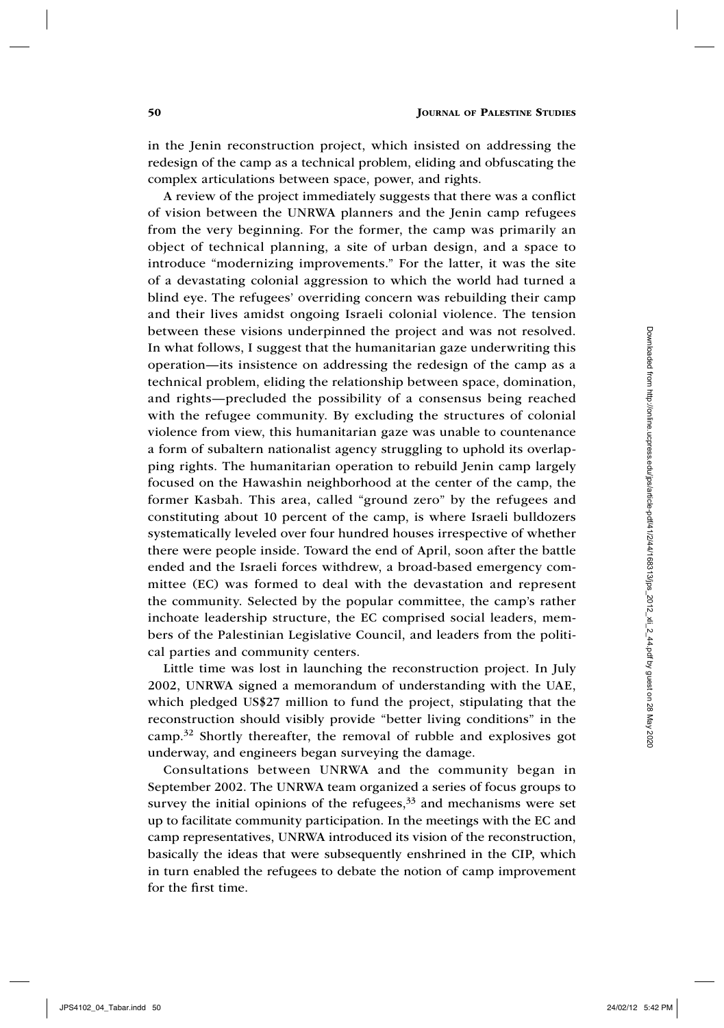in the Jenin reconstruction project, which insisted on addressing the redesign of the camp as a technical problem, eliding and obfuscating the complex articulations between space, power, and rights.

A review of the project immediately suggests that there was a conflict of vision between the UNRWA planners and the Jenin camp refugees from the very beginning. For the former, the camp was primarily an object of technical planning, a site of urban design, and a space to introduce "modernizing improvements." For the latter, it was the site of a devastating colonial aggression to which the world had turned a blind eye. The refugees' overriding concern was rebuilding their camp and their lives amidst ongoing Israeli colonial violence. The tension between these visions underpinned the project and was not resolved. In what follows, I suggest that the humanitarian gaze underwriting this operation—its insistence on addressing the redesign of the camp as a technical problem, eliding the relationship between space, domination, and rights—precluded the possibility of a consensus being reached with the refugee community. By excluding the structures of colonial violence from view, this humanitarian gaze was unable to countenance a form of subaltern nationalist agency struggling to uphold its overlapping rights. The humanitarian operation to rebuild Jenin camp largely focused on the Hawashin neighborhood at the center of the camp, the former Kasbah. This area, called "ground zero" by the refugees and constituting about 10 percent of the camp, is where Israeli bulldozers systematically leveled over four hundred houses irrespective of whether there were people inside. Toward the end of April, soon after the battle ended and the Israeli forces withdrew, a broad-based emergency committee (EC) was formed to deal with the devastation and represent the community. Selected by the popular committee, the camp's rather inchoate leadership structure, the EC comprised social leaders, members of the Palestinian Legislative Council, and leaders from the political parties and community centers.

Little time was lost in launching the reconstruction project. In July 2002, UNRWA signed a memorandum of understanding with the UAE, which pledged US$27 million to fund the project, stipulating that the reconstruction should visibly provide "better living conditions" in the camp.[32] Shortly thereafter, the removal of rubble and explosives got underway, and engineers began surveying the damage.

Consultations between UNRWA and the community began in September 2002. The UNRWA team organized a series of focus groups to survey the initial opinions of the refugees,[33] and mechanisms were set up to facilitate community participation. In the meetings with the EC and camp representatives, UNRWA introduced its vision of the reconstruction, basically the ideas that were subsequently enshrined in the CIP, which in turn enabled the refugees to debate the notion of camp improvement for the first time.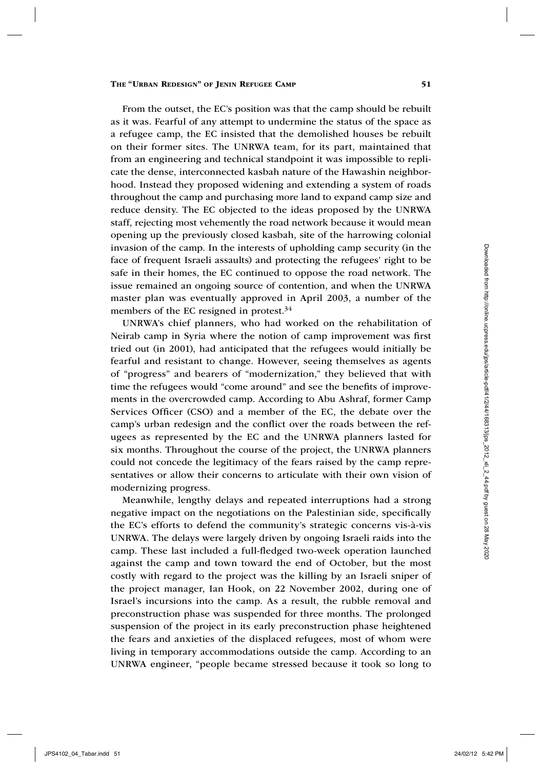From the outset, the EC's position was that the camp should be rebuilt as it was. Fearful of any attempt to undermine the status of the space as a refugee camp, the EC insisted that the demolished houses be rebuilt on their former sites. The UNRWA team, for its part, maintained that from an engineering and technical standpoint it was impossible to replicate the dense, interconnected kasbah nature of the Hawashin neighborhood. Instead they proposed widening and extending a system of roads throughout the camp and purchasing more land to expand camp size and reduce density. The EC objected to the ideas proposed by the UNRWA staff, rejecting most vehemently the road network because it would mean opening up the previously closed kasbah, site of the harrowing colonial invasion of the camp. In the interests of upholding camp security (in the face of frequent Israeli assaults) and protecting the refugees' right to be safe in their homes, the EC continued to oppose the road network. The issue remained an ongoing source of contention, and when the UNRWA master plan was eventually approved in April 2003, a number of the members of the EC resigned in protest.[34]

UNRWA's chief planners, who had worked on the rehabilitation of Neirab camp in Syria where the notion of camp improvement was first tried out (in 2001), had anticipated that the refugees would initially be fearful and resistant to change. However, seeing themselves as agents of "progress" and bearers of "modernization," they believed that with time the refugees would "come around" and see the benefits of improvements in the overcrowded camp. According to Abu Ashraf, former Camp Services Officer (CSO) and a member of the EC, the debate over the camp's urban redesign and the conflict over the roads between the refugees as represented by the EC and the UNRWA planners lasted for six months. Throughout the course of the project, the UNRWA planners could not concede the legitimacy of the fears raised by the camp representatives or allow their concerns to articulate with their own vision of modernizing progress.

Meanwhile, lengthy delays and repeated interruptions had a strong negative impact on the negotiations on the Palestinian side, specifically the EC's efforts to defend the community's strategic concerns vis-à-vis UNRWA. The delays were largely driven by ongoing Israeli raids into the camp. These last included a full-fledged two-week operation launched against the camp and town toward the end of October, but the most costly with regard to the project was the killing by an Israeli sniper of the project manager, Ian Hook, on 22 November 2002, during one of Israel's incursions into the camp. As a result, the rubble removal and preconstruction phase was suspended for three months. The prolonged suspension of the project in its early preconstruction phase heightened the fears and anxieties of the displaced refugees, most of whom were living in temporary accommodations outside the camp. According to an UNRWA engineer, "people became stressed because it took so long to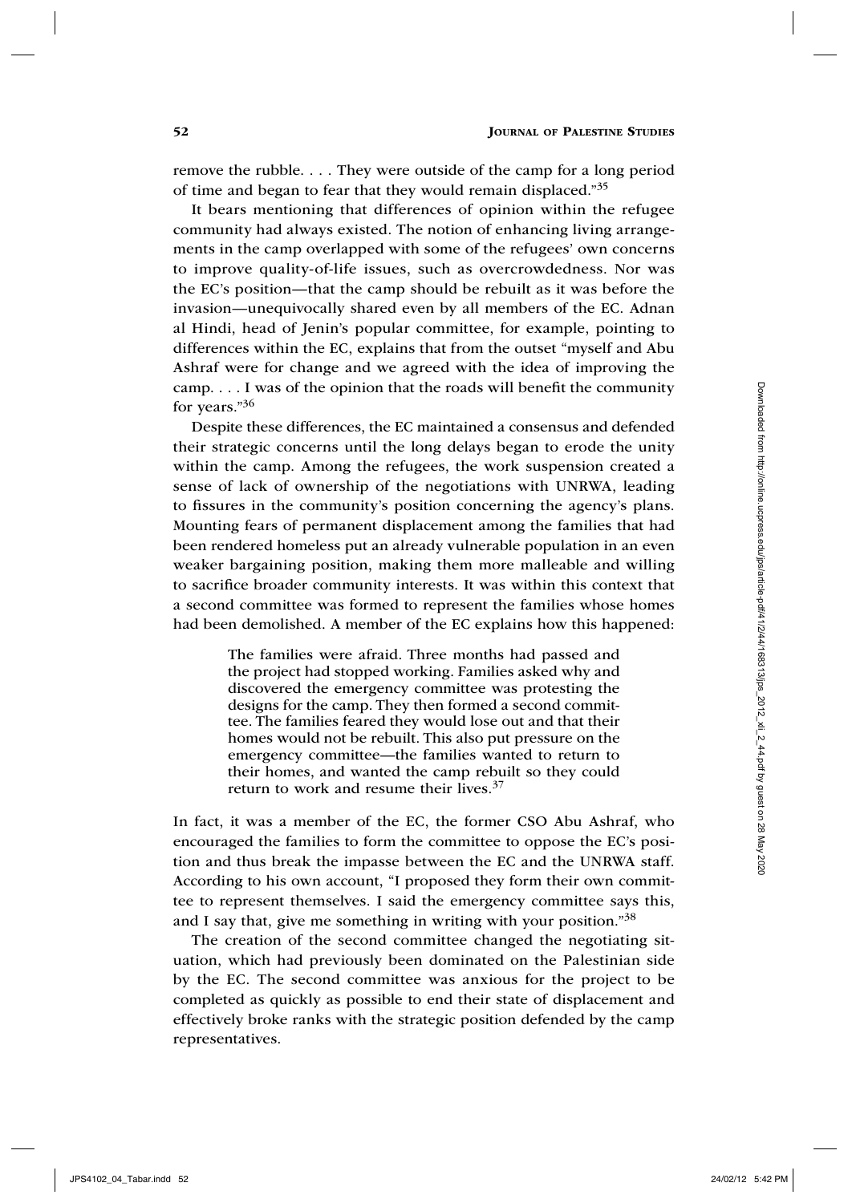remove the rubble. . . . They were outside of the camp for a long period of time and began to fear that they would remain displaced."[35]

It bears mentioning that differences of opinion within the refugee community had always existed. The notion of enhancing living arrangements in the camp overlapped with some of the refugees' own concerns to improve quality-of-life issues, such as overcrowdedness. Nor was the EC's position—that the camp should be rebuilt as it was before the invasion—unequivocally shared even by all members of the EC. Adnan al Hindi, head of Jenin's popular committee, for example, pointing to differences within the EC, explains that from the outset "myself and Abu Ashraf were for change and we agreed with the idea of improving the camp. . . . I was of the opinion that the roads will benefit the community for years."[36]

Despite these differences, the EC maintained a consensus and defended their strategic concerns until the long delays began to erode the unity within the camp. Among the refugees, the work suspension created a sense of lack of ownership of the negotiations with UNRWA, leading to fissures in the community's position concerning the agency's plans. Mounting fears of permanent displacement among the families that had been rendered homeless put an already vulnerable population in an even weaker bargaining position, making them more malleable and willing to sacrifice broader community interests. It was within this context that a second committee was formed to represent the families whose homes had been demolished. A member of the EC explains how this happened:

> The families were afraid. Three months had passed and the project had stopped working. Families asked why and discovered the emergency committee was protesting the designs for the camp. They then formed a second committee. The families feared they would lose out and that their homes would not be rebuilt. This also put pressure on the emergency committee—the families wanted to return to their homes, and wanted the camp rebuilt so they could return to work and resume their lives.[37]

In fact, it was a member of the EC, the former CSO Abu Ashraf, who encouraged the families to form the committee to oppose the EC's position and thus break the impasse between the EC and the UNRWA staff. According to his own account, "I proposed they form their own committee to represent themselves. I said the emergency committee says this, and I say that, give me something in writing with your position."[38]

The creation of the second committee changed the negotiating situation, which had previously been dominated on the Palestinian side by the EC. The second committee was anxious for the project to be completed as quickly as possible to end their state of displacement and effectively broke ranks with the strategic position defended by the camp representatives.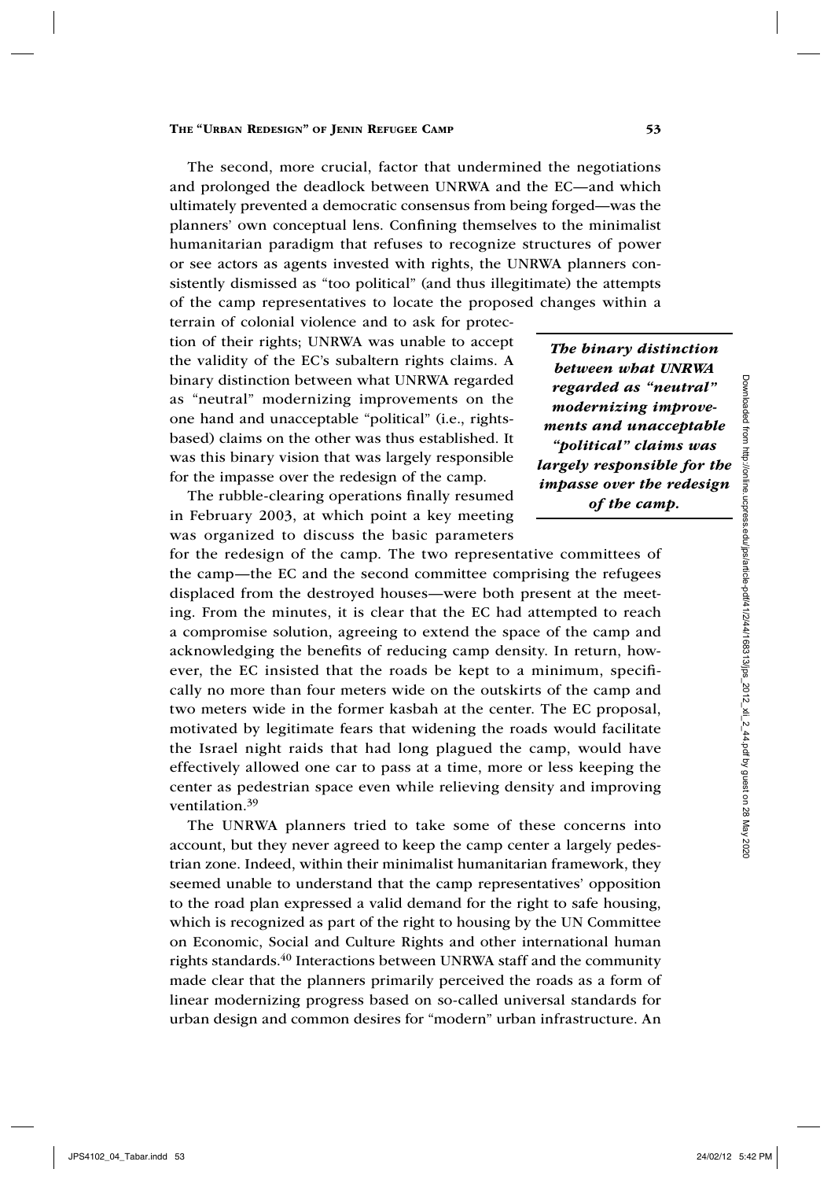The second, more crucial, factor that undermined the negotiations and prolonged the deadlock between UNRWA and the EC—and which ultimately prevented a democratic consensus from being forged—was the planners' own conceptual lens. Confining themselves to the minimalist humanitarian paradigm that refuses to recognize structures of power or see actors as agents invested with rights, the UNRWA planners consistently dismissed as "too political" (and thus illegitimate) the attempts of the camp representatives to locate the proposed changes within a terrain of colonial violence and to ask for protection of their rights; UNRWA was unable to accept the validity of the EC's subaltern rights claims. A binary distinction between what UNRWA regarded as "neutral" modernizing improvements on the one hand and unacceptable "political" (i.e., rights-based) claims on the other was thus established. It was this binary vision that was largely responsible for the impasse over the redesign of the camp.

> ***The binary distinction between what UNRWA regarded as "neutral" modernizing improvements and unacceptable "political" claims was largely responsible for the impasse over the redesign of the camp.***

The rubble-clearing operations finally resumed in February 2003, at which point a key meeting was organized to discuss the basic parameters for the redesign of the camp. The two representative committees of the camp—the EC and the second committee comprising the refugees displaced from the destroyed houses—were both present at the meeting. From the minutes, it is clear that the EC had attempted to reach a compromise solution, agreeing to extend the space of the camp and acknowledging the benefits of reducing camp density. In return, however, the EC insisted that the roads be kept to a minimum, specifically no more than four meters wide on the outskirts of the camp and two meters wide in the former kasbah at the center. The EC proposal, motivated by legitimate fears that widening the roads would facilitate the Israel night raids that had long plagued the camp, would have effectively allowed one car to pass at a time, more or less keeping the center as pedestrian space even while relieving density and improving ventilation.[39]

The UNRWA planners tried to take some of these concerns into account, but they never agreed to keep the camp center a largely pedestrian zone. Indeed, within their minimalist humanitarian framework, they seemed unable to understand that the camp representatives' opposition to the road plan expressed a valid demand for the right to safe housing, which is recognized as part of the right to housing by the UN Committee on Economic, Social and Culture Rights and other international human rights standards.[40] Interactions between UNRWA staff and the community made clear that the planners primarily perceived the roads as a form of linear modernizing progress based on so-called universal standards for urban design and common desires for "modern" urban infrastructure. An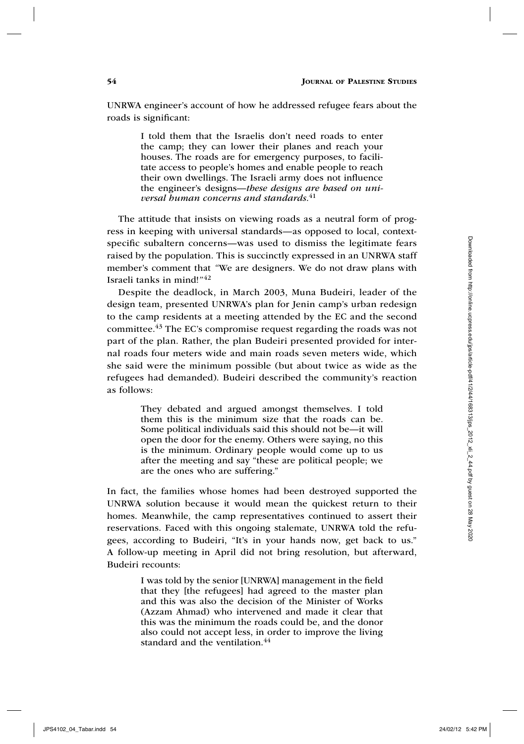UNRWA engineer's account of how he addressed refugee fears about the roads is significant:

> I told them that the Israelis don't need roads to enter the camp; they can lower their planes and reach your houses. The roads are for emergency purposes, to facilitate access to people's homes and enable people to reach their own dwellings. The Israeli army does not influence the engineer's designs—*these designs are based on universal human concerns and standards*.[41]

The attitude that insists on viewing roads as a neutral form of progress in keeping with universal standards—as opposed to local, context-specific subaltern concerns—was used to dismiss the legitimate fears raised by the population. This is succinctly expressed in an UNRWA staff member's comment that "We are designers. We do not draw plans with Israeli tanks in mind!"[42]

Despite the deadlock, in March 2003, Muna Budeiri, leader of the design team, presented UNRWA's plan for Jenin camp's urban redesign to the camp residents at a meeting attended by the EC and the second committee.[43] The EC's compromise request regarding the roads was not part of the plan. Rather, the plan Budeiri presented provided for internal roads four meters wide and main roads seven meters wide, which she said were the minimum possible (but about twice as wide as the refugees had demanded). Budeiri described the community's reaction as follows:

> They debated and argued amongst themselves. I told them this is the minimum size that the roads can be. Some political individuals said this should not be—it will open the door for the enemy. Others were saying, no this is the minimum. Ordinary people would come up to us after the meeting and say "these are political people; we are the ones who are suffering."

In fact, the families whose homes had been destroyed supported the UNRWA solution because it would mean the quickest return to their homes. Meanwhile, the camp representatives continued to assert their reservations. Faced with this ongoing stalemate, UNRWA told the refugees, according to Budeiri, "It's in your hands now, get back to us." A follow-up meeting in April did not bring resolution, but afterward, Budeiri recounts:

> I was told by the senior [UNRWA] management in the field that they [the refugees] had agreed to the master plan and this was also the decision of the Minister of Works (Azzam Ahmad) who intervened and made it clear that this was the minimum the roads could be, and the donor also could not accept less, in order to improve the living standard and the ventilation.[44]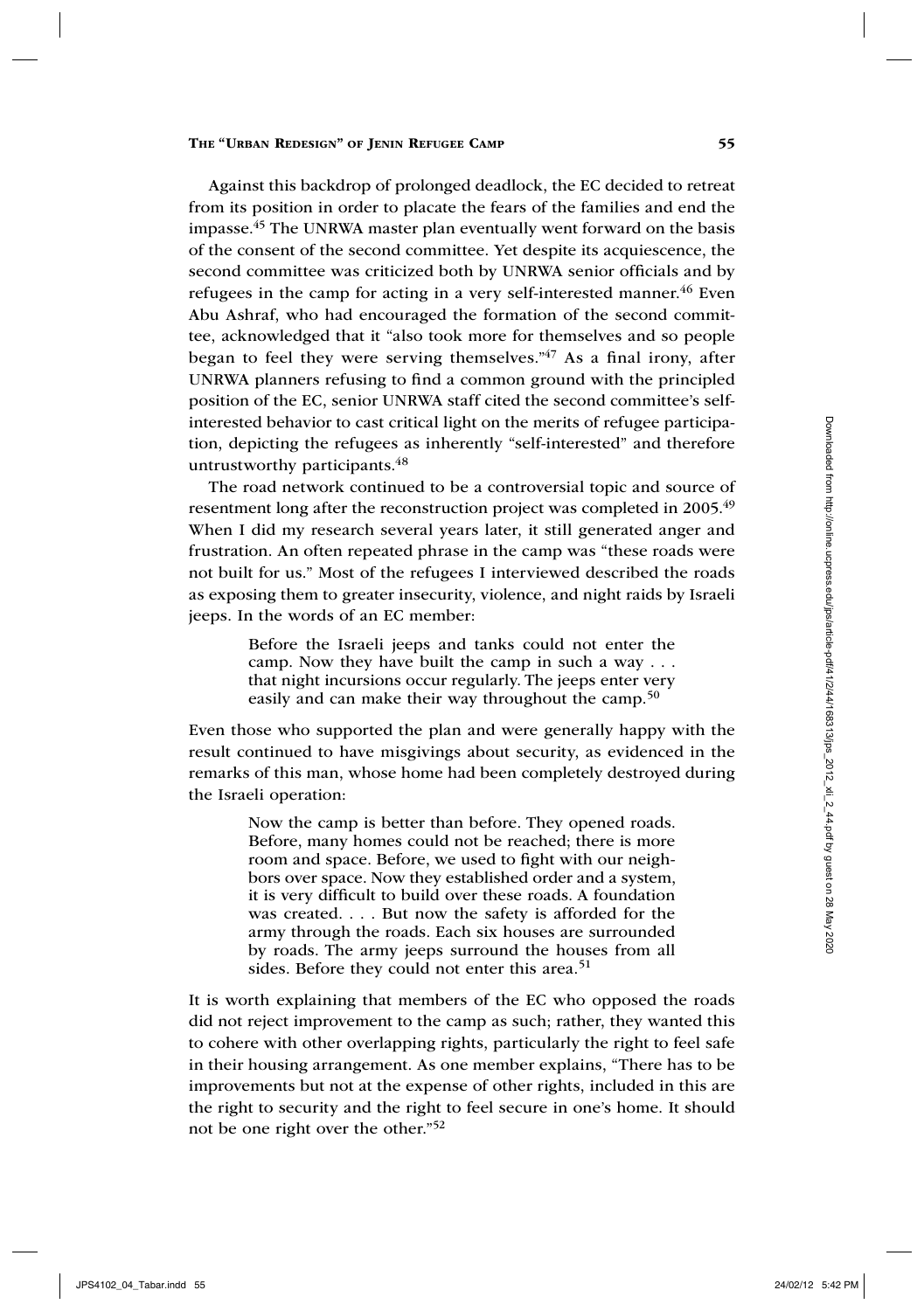Against this backdrop of prolonged deadlock, the EC decided to retreat from its position in order to placate the fears of the families and end the impasse.[45] The UNRWA master plan eventually went forward on the basis of the consent of the second committee. Yet despite its acquiescence, the second committee was criticized both by UNRWA senior officials and by refugees in the camp for acting in a very self-interested manner.[46] Even Abu Ashraf, who had encouraged the formation of the second committee, acknowledged that it "also took more for themselves and so people began to feel they were serving themselves."[47] As a final irony, after UNRWA planners refusing to find a common ground with the principled position of the EC, senior UNRWA staff cited the second committee's self-interested behavior to cast critical light on the merits of refugee participation, depicting the refugees as inherently "self-interested" and therefore untrustworthy participants.[48]

The road network continued to be a controversial topic and source of resentment long after the reconstruction project was completed in 2005.[49] When I did my research several years later, it still generated anger and frustration. An often repeated phrase in the camp was "these roads were not built for us." Most of the refugees I interviewed described the roads as exposing them to greater insecurity, violence, and night raids by Israeli jeeps. In the words of an EC member:

> Before the Israeli jeeps and tanks could not enter the camp. Now they have built the camp in such a way . . . that night incursions occur regularly. The jeeps enter very easily and can make their way throughout the camp.[50]

Even those who supported the plan and were generally happy with the result continued to have misgivings about security, as evidenced in the remarks of this man, whose home had been completely destroyed during the Israeli operation:

> Now the camp is better than before. They opened roads. Before, many homes could not be reached; there is more room and space. Before, we used to fight with our neighbors over space. Now they established order and a system, it is very difficult to build over these roads. A foundation was created. . . . But now the safety is afforded for the army through the roads. Each six houses are surrounded by roads. The army jeeps surround the houses from all sides. Before they could not enter this area.[51]

It is worth explaining that members of the EC who opposed the roads did not reject improvement to the camp as such; rather, they wanted this to cohere with other overlapping rights, particularly the right to feel safe in their housing arrangement. As one member explains, "There has to be improvements but not at the expense of other rights, included in this are the right to security and the right to feel secure in one's home. It should not be one right over the other."[52]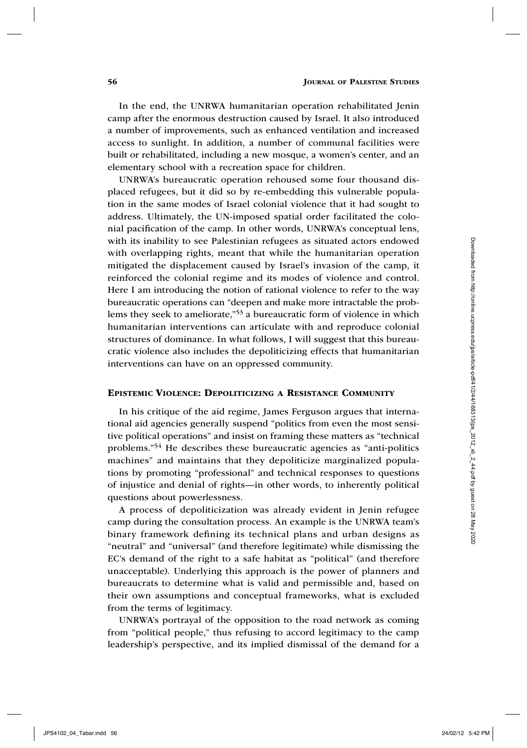In the end, the UNRWA humanitarian operation rehabilitated Jenin camp after the enormous destruction caused by Israel. It also introduced a number of improvements, such as enhanced ventilation and increased access to sunlight. In addition, a number of communal facilities were built or rehabilitated, including a new mosque, a women's center, and an elementary school with a recreation space for children.

UNRWA's bureaucratic operation rehoused some four thousand displaced refugees, but it did so by re-embedding this vulnerable population in the same modes of Israel colonial violence that it had sought to address. Ultimately, the UN-imposed spatial order facilitated the colonial pacification of the camp. In other words, UNRWA's conceptual lens, with its inability to see Palestinian refugees as situated actors endowed with overlapping rights, meant that while the humanitarian operation mitigated the displacement caused by Israel's invasion of the camp, it reinforced the colonial regime and its modes of violence and control. Here I am introducing the notion of rational violence to refer to the way bureaucratic operations can "deepen and make more intractable the problems they seek to ameliorate,"[53] a bureaucratic form of violence in which humanitarian interventions can articulate with and reproduce colonial structures of dominance. In what follows, I will suggest that this bureaucratic violence also includes the depoliticizing effects that humanitarian interventions can have on an oppressed community.

## Epistemic Violence: Depoliticizing a Resistance Community

In his critique of the aid regime, James Ferguson argues that international aid agencies generally suspend "politics from even the most sensitive political operations" and insist on framing these matters as "technical problems."[54] He describes these bureaucratic agencies as "anti-politics machines" and maintains that they depoliticize marginalized populations by promoting "professional" and technical responses to questions of injustice and denial of rights—in other words, to inherently political questions about powerlessness.

A process of depoliticization was already evident in Jenin refugee camp during the consultation process. An example is the UNRWA team's binary framework defining its technical plans and urban designs as "neutral" and "universal" (and therefore legitimate) while dismissing the EC's demand of the right to a safe habitat as "political" (and therefore unacceptable). Underlying this approach is the power of planners and bureaucrats to determine what is valid and permissible and, based on their own assumptions and conceptual frameworks, what is excluded from the terms of legitimacy.

UNRWA's portrayal of the opposition to the road network as coming from "political people," thus refusing to accord legitimacy to the camp leadership's perspective, and its implied dismissal of the demand for a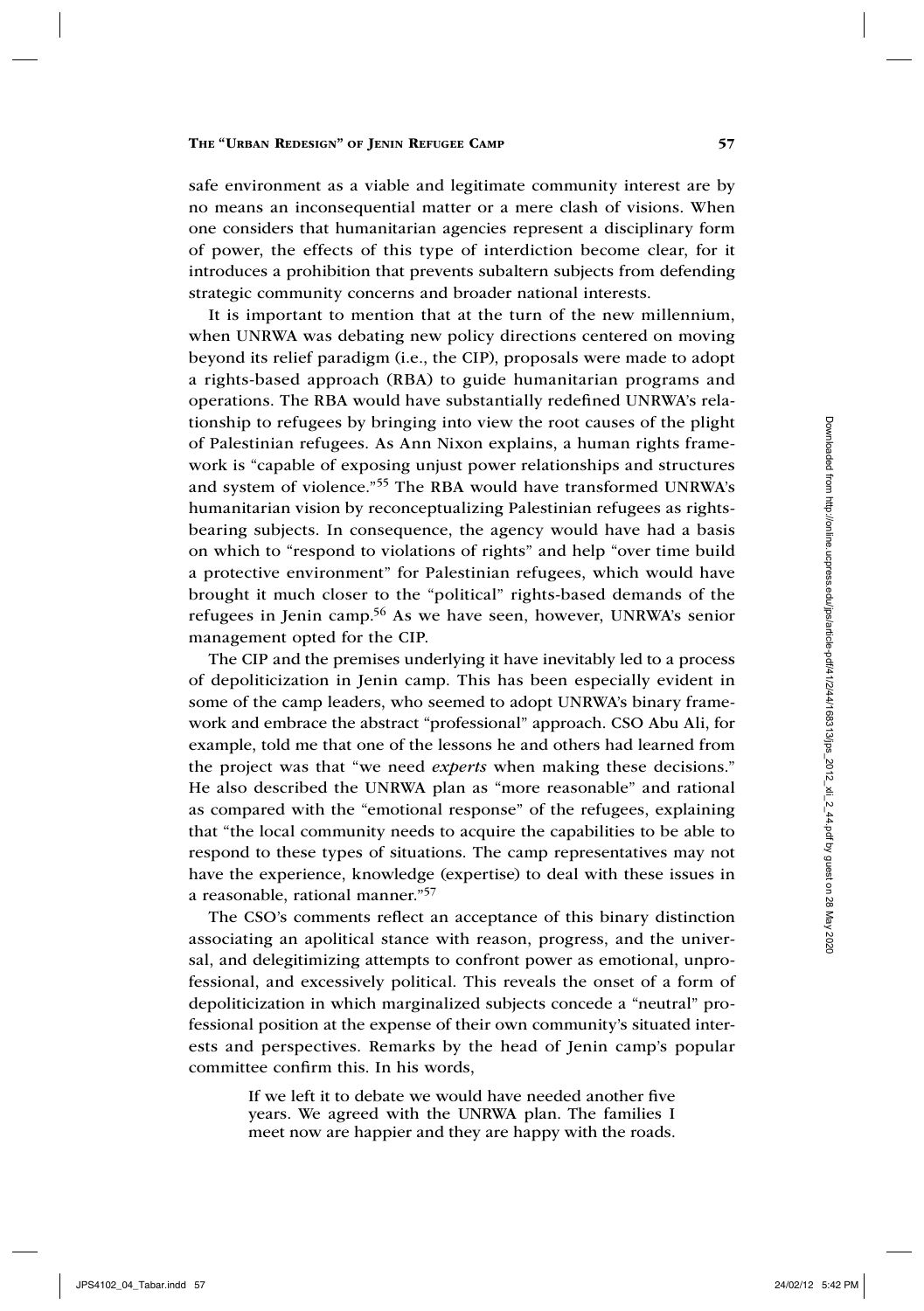safe environment as a viable and legitimate community interest are by no means an inconsequential matter or a mere clash of visions. When one considers that humanitarian agencies represent a disciplinary form of power, the effects of this type of interdiction become clear, for it introduces a prohibition that prevents subaltern subjects from defending strategic community concerns and broader national interests.

It is important to mention that at the turn of the new millennium, when UNRWA was debating new policy directions centered on moving beyond its relief paradigm (i.e., the CIP), proposals were made to adopt a rights-based approach (RBA) to guide humanitarian programs and operations. The RBA would have substantially redefined UNRWA's relationship to refugees by bringing into view the root causes of the plight of Palestinian refugees. As Ann Nixon explains, a human rights framework is "capable of exposing unjust power relationships and structures and system of violence."[55] The RBA would have transformed UNRWA's humanitarian vision by reconceptualizing Palestinian refugees as rights-bearing subjects. In consequence, the agency would have had a basis on which to "respond to violations of rights" and help "over time build a protective environment" for Palestinian refugees, which would have brought it much closer to the "political" rights-based demands of the refugees in Jenin camp.[56] As we have seen, however, UNRWA's senior management opted for the CIP.

The CIP and the premises underlying it have inevitably led to a process of depoliticization in Jenin camp. This has been especially evident in some of the camp leaders, who seemed to adopt UNRWA's binary framework and embrace the abstract "professional" approach. CSO Abu Ali, for example, told me that one of the lessons he and others had learned from the project was that "we need *experts* when making these decisions." He also described the UNRWA plan as "more reasonable" and rational as compared with the "emotional response" of the refugees, explaining that "the local community needs to acquire the capabilities to be able to respond to these types of situations. The camp representatives may not have the experience, knowledge (expertise) to deal with these issues in a reasonable, rational manner."[57]

The CSO's comments reflect an acceptance of this binary distinction associating an apolitical stance with reason, progress, and the universal, and delegitimizing attempts to confront power as emotional, unprofessional, and excessively political. This reveals the onset of a form of depoliticization in which marginalized subjects concede a "neutral" professional position at the expense of their own community's situated interests and perspectives. Remarks by the head of Jenin camp's popular committee confirm this. In his words,

> If we left it to debate we would have needed another five years. We agreed with the UNRWA plan. The families I meet now are happier and they are happy with the roads.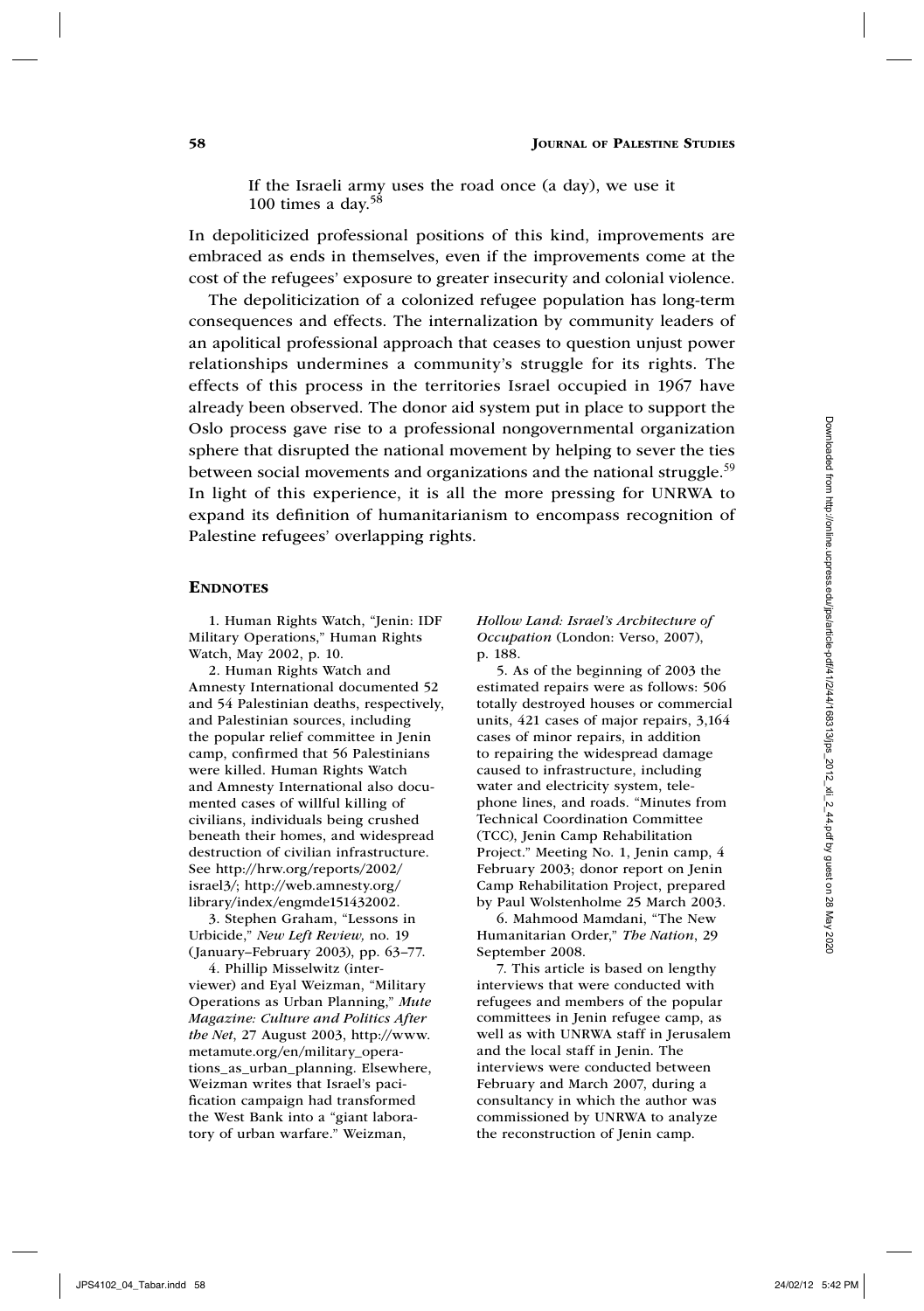If the Israeli army uses the road once (a day), we use it 100 times a day.[58]

In depoliticized professional positions of this kind, improvements are embraced as ends in themselves, even if the improvements come at the cost of the refugees' exposure to greater insecurity and colonial violence.

The depoliticization of a colonized refugee population has long-term consequences and effects. The internalization by community leaders of an apolitical professional approach that ceases to question unjust power relationships undermines a community's struggle for its rights. The effects of this process in the territories Israel occupied in 1967 have already been observed. The donor aid system put in place to support the Oslo process gave rise to a professional nongovernmental organization sphere that disrupted the national movement by helping to sever the ties between social movements and organizations and the national struggle.[59] In light of this experience, it is all the more pressing for UNRWA to expand its definition of humanitarianism to encompass recognition of Palestine refugees' overlapping rights.

## ENDNOTES

1. Human Rights Watch, "Jenin: IDF Military Operations," Human Rights Watch, May 2002, p. 10.

2. Human Rights Watch and Amnesty International documented 52 and 54 Palestinian deaths, respectively, and Palestinian sources, including the popular relief committee in Jenin camp, confirmed that 56 Palestinians were killed. Human Rights Watch and Amnesty International also documented cases of willful killing of civilians, individuals being crushed beneath their homes, and widespread destruction of civilian infrastructure. See http://hrw.org/reports/2002/israel3/; http://web.amnesty.org/library/index/engmde151432002.

3. Stephen Graham, "Lessons in Urbicide," *New Left Review,* no. 19 (January–February 2003), pp. 63–77.

4. Phillip Misselwitz (interviewer) and Eyal Weizman, "Military Operations as Urban Planning," *Mute Magazine: Culture and Politics After the Net*, 27 August 2003, http://www.metamute.org/en/military_operations_as_urban_planning. Elsewhere, Weizman writes that Israel's pacification campaign had transformed the West Bank into a "giant laboratory of urban warfare." Weizman, *Hollow Land: Israel's Architecture of Occupation* (London: Verso, 2007), p. 188.

5. As of the beginning of 2003 the estimated repairs were as follows: 506 totally destroyed houses or commercial units, 421 cases of major repairs, 3,164 cases of minor repairs, in addition to repairing the widespread damage caused to infrastructure, including water and electricity system, telephone lines, and roads. "Minutes from Technical Coordination Committee (TCC), Jenin Camp Rehabilitation Project." Meeting No. 1, Jenin camp, 4 February 2003; donor report on Jenin Camp Rehabilitation Project, prepared by Paul Wolstenholme 25 March 2003.

6. Mahmood Mamdani, "The New Humanitarian Order," *The Nation*, 29 September 2008.

7. This article is based on lengthy interviews that were conducted with refugees and members of the popular committees in Jenin refugee camp, as well as with UNRWA staff in Jerusalem and the local staff in Jenin. The interviews were conducted between February and March 2007, during a consultancy in which the author was commissioned by UNRWA to analyze the reconstruction of Jenin camp.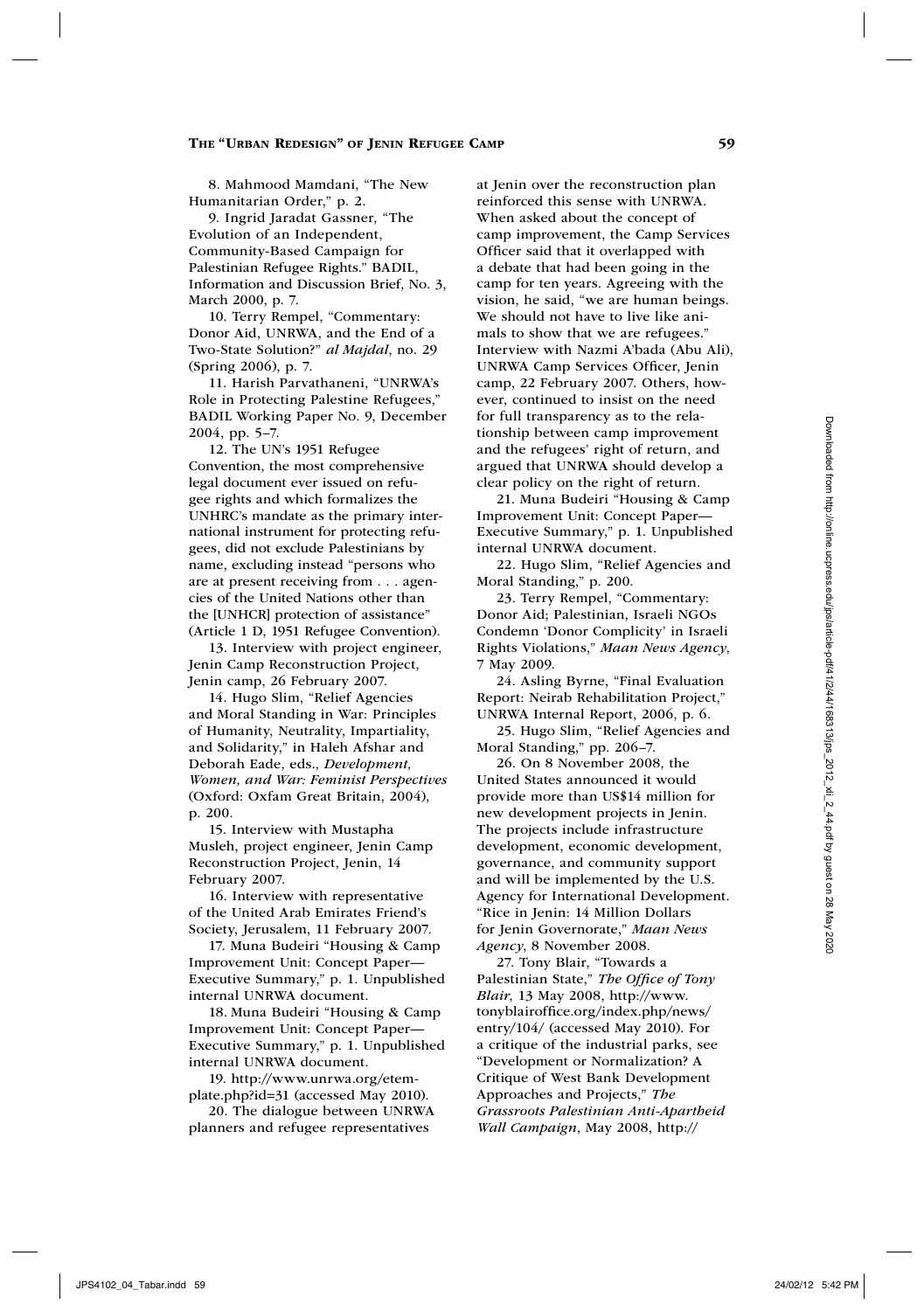8. Mahmood Mamdani, "The New Humanitarian Order," p. 2.

9. Ingrid Jaradat Gassner, "The Evolution of an Independent, Community-Based Campaign for Palestinian Refugee Rights." BADIL, Information and Discussion Brief, No. 3, March 2000, p. 7.

10. Terry Rempel, "Commentary: Donor Aid, UNRWA, and the End of a Two-State Solution?" *al Majdal*, no. 29 (Spring 2006), p. 7.

11. Harish Parvathaneni, "UNRWA's Role in Protecting Palestine Refugees," BADIL Working Paper No. 9, December 2004, pp. 5–7.

12. The UN's 1951 Refugee Convention, the most comprehensive legal document ever issued on refugee rights and which formalizes the UNHRC's mandate as the primary international instrument for protecting refugees, did not exclude Palestinians by name, excluding instead "persons who are at present receiving from . . . agencies of the United Nations other than the [UNHCR] protection of assistance" (Article 1 D, 1951 Refugee Convention).

13. Interview with project engineer, Jenin Camp Reconstruction Project, Jenin camp, 26 February 2007.

14. Hugo Slim, "Relief Agencies and Moral Standing in War: Principles of Humanity, Neutrality, Impartiality, and Solidarity," in Haleh Afshar and Deborah Eade, eds., *Development, Women, and War: Feminist Perspectives* (Oxford: Oxfam Great Britain, 2004), p. 200.

15. Interview with Mustapha Musleh, project engineer, Jenin Camp Reconstruction Project, Jenin, 14 February 2007.

16. Interview with representative of the United Arab Emirates Friend's Society, Jerusalem, 11 February 2007.

17. Muna Budeiri "Housing & Camp Improvement Unit: Concept Paper—Executive Summary," p. 1. Unpublished internal UNRWA document.

18. Muna Budeiri "Housing & Camp Improvement Unit: Concept Paper—Executive Summary," p. 1. Unpublished internal UNRWA document.

19. http://www.unrwa.org/etemplate.php?id=31 (accessed May 2010).

20. The dialogue between UNRWA planners and refugee representatives at Jenin over the reconstruction plan reinforced this sense with UNRWA. When asked about the concept of camp improvement, the Camp Services Officer said that it overlapped with a debate that had been going in the camp for ten years. Agreeing with the vision, he said, "we are human beings. We should not have to live like animals to show that we are refugees." Interview with Nazmi A'bada (Abu Ali), UNRWA Camp Services Officer, Jenin camp, 22 February 2007. Others, however, continued to insist on the need for full transparency as to the relationship between camp improvement and the refugees' right of return, and argued that UNRWA should develop a clear policy on the right of return.

21. Muna Budeiri "Housing & Camp Improvement Unit: Concept Paper—Executive Summary," p. 1. Unpublished internal UNRWA document.

22. Hugo Slim, "Relief Agencies and Moral Standing," p. 200.

23. Terry Rempel, "Commentary: Donor Aid; Palestinian, Israeli NGOs Condemn 'Donor Complicity' in Israeli Rights Violations," *Maan News Agency*, 7 May 2009.

24. Asling Byrne, "Final Evaluation Report: Neirab Rehabilitation Project," UNRWA Internal Report, 2006, p. 6.

25. Hugo Slim, "Relief Agencies and Moral Standing," pp. 206–7.

26. On 8 November 2008, the United States announced it would provide more than US$14 million for new development projects in Jenin. The projects include infrastructure development, economic development, governance, and community support and will be implemented by the U.S. Agency for International Development. "Rice in Jenin: 14 Million Dollars for Jenin Governorate," *Maan News Agency*, 8 November 2008.

27. Tony Blair, "Towards a Palestinian State," *The Office of Tony Blair*, 13 May 2008, http://www.tonyblairoffice.org/index.php/news/entry/104/ (accessed May 2010). For a critique of the industrial parks, see "Development or Normalization? A Critique of West Bank Development Approaches and Projects," *The Grassroots Palestinian Anti-Apartheid Wall Campaign*, May 2008, http://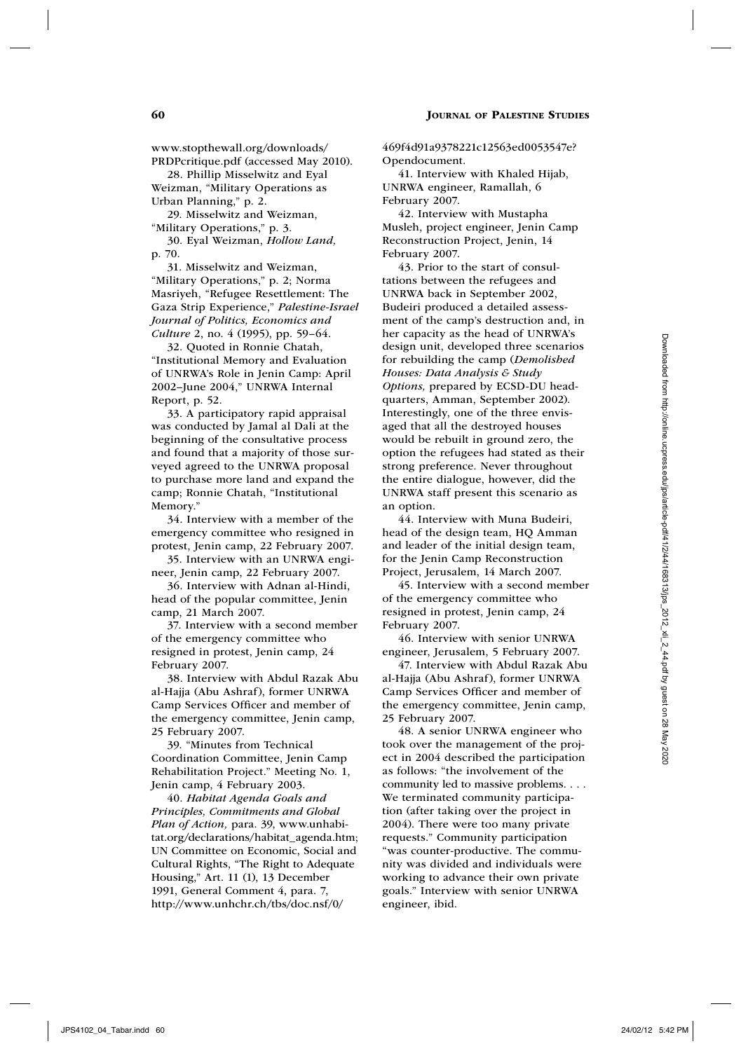www.stopthewall.org/downloads/PRDPcritique.pdf (accessed May 2010).

28. Phillip Misselwitz and Eyal Weizman, "Military Operations as Urban Planning," p. 2.

29. Misselwitz and Weizman, "Military Operations," p. 3.

30. Eyal Weizman, *Hollow Land,* p. 70.

31. Misselwitz and Weizman, "Military Operations," p. 2; Norma Masriyeh, "Refugee Resettlement: The Gaza Strip Experience," *Palestine-Israel Journal of Politics, Economics and Culture* 2, no. 4 (1995), pp. 59–64.

32. Quoted in Ronnie Chatah, "Institutional Memory and Evaluation of UNRWA's Role in Jenin Camp: April 2002–June 2004," UNRWA Internal Report, p. 52.

33. A participatory rapid appraisal was conducted by Jamal al Dali at the beginning of the consultative process and found that a majority of those surveyed agreed to the UNRWA proposal to purchase more land and expand the camp; Ronnie Chatah, "Institutional Memory."

34. Interview with a member of the emergency committee who resigned in protest, Jenin camp, 22 February 2007.

35. Interview with an UNRWA engineer, Jenin camp, 22 February 2007.

36. Interview with Adnan al-Hindi, head of the popular committee, Jenin camp, 21 March 2007.

37. Interview with a second member of the emergency committee who resigned in protest, Jenin camp, 24 February 2007.

38. Interview with Abdul Razak Abu al-Hajja (Abu Ashraf), former UNRWA Camp Services Officer and member of the emergency committee, Jenin camp, 25 February 2007.

39. "Minutes from Technical Coordination Committee, Jenin Camp Rehabilitation Project." Meeting No. 1, Jenin camp, 4 February 2003.

40. *Habitat Agenda Goals and Principles, Commitments and Global Plan of Action,* para. 39, www.unhabitat.org/declarations/habitat_agenda.htm; UN Committee on Economic, Social and Cultural Rights, "The Right to Adequate Housing," Art. 11 (1), 13 December 1991, General Comment 4, para. 7, http://www.unhchr.ch/tbs/doc.nsf/0/469f4d91a9378221c12563ed0053547e?Opendocument.

41. Interview with Khaled Hijab, UNRWA engineer, Ramallah, 6 February 2007.

42. Interview with Mustapha Musleh, project engineer, Jenin Camp Reconstruction Project, Jenin, 14 February 2007.

43. Prior to the start of consultations between the refugees and UNRWA back in September 2002, Budeiri produced a detailed assessment of the camp's destruction and, in her capacity as the head of UNRWA's design unit, developed three scenarios for rebuilding the camp (*Demolished Houses: Data Analysis & Study Options,* prepared by ECSD-DU headquarters, Amman, September 2002). Interestingly, one of the three envisaged that all the destroyed houses would be rebuilt in ground zero, the option the refugees had stated as their strong preference. Never throughout the entire dialogue, however, did the UNRWA staff present this scenario as an option.

44. Interview with Muna Budeiri, head of the design team, HQ Amman and leader of the initial design team, for the Jenin Camp Reconstruction Project, Jerusalem, 14 March 2007.

45. Interview with a second member of the emergency committee who resigned in protest, Jenin camp, 24 February 2007.

46. Interview with senior UNRWA engineer, Jerusalem, 5 February 2007.

47. Interview with Abdul Razak Abu al-Hajja (Abu Ashraf), former UNRWA Camp Services Officer and member of the emergency committee, Jenin camp, 25 February 2007.

48. A senior UNRWA engineer who took over the management of the project in 2004 described the participation as follows: "the involvement of the community led to massive problems. . . . We terminated community participation (after taking over the project in 2004). There were too many private requests." Community participation "was counter-productive. The community was divided and individuals were working to advance their own private goals." Interview with senior UNRWA engineer, ibid.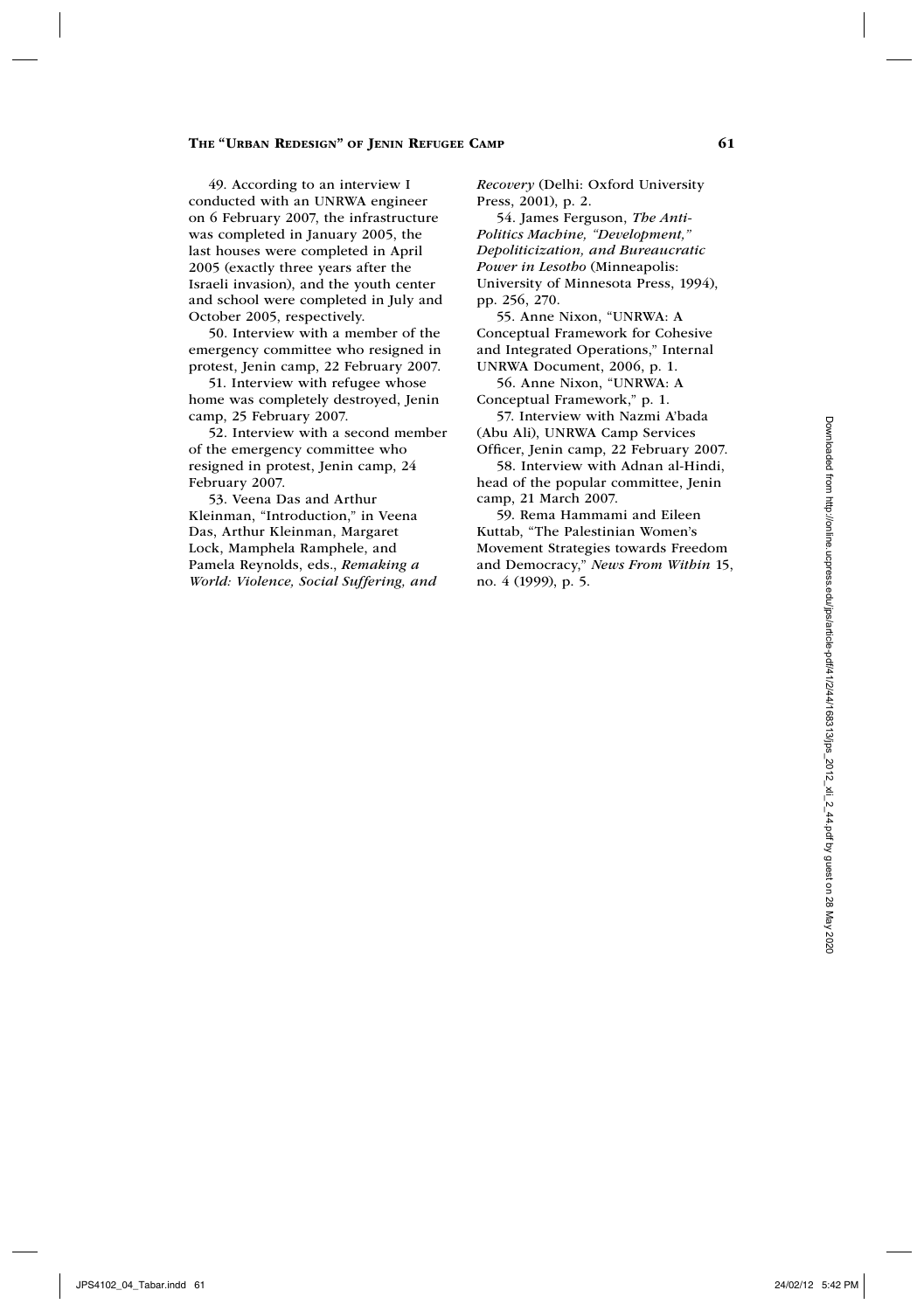49. According to an interview I conducted with an UNRWA engineer on 6 February 2007, the infrastructure was completed in January 2005, the last houses were completed in April 2005 (exactly three years after the Israeli invasion), and the youth center and school were completed in July and October 2005, respectively.

50. Interview with a member of the emergency committee who resigned in protest, Jenin camp, 22 February 2007.

51. Interview with refugee whose home was completely destroyed, Jenin camp, 25 February 2007.

52. Interview with a second member of the emergency committee who resigned in protest, Jenin camp, 24 February 2007.

53. Veena Das and Arthur Kleinman, "Introduction," in Veena Das, Arthur Kleinman, Margaret Lock, Mamphela Ramphele, and Pamela Reynolds, eds., *Remaking a World: Violence, Social Suffering, and Recovery* (Delhi: Oxford University Press, 2001), p. 2.

54. James Ferguson, *The Anti-Politics Machine, "Development," Depoliticization, and Bureaucratic Power in Lesotho* (Minneapolis: University of Minnesota Press, 1994), pp. 256, 270.

55. Anne Nixon, "UNRWA: A Conceptual Framework for Cohesive and Integrated Operations," Internal UNRWA Document, 2006, p. 1.

56. Anne Nixon, "UNRWA: A Conceptual Framework," p. 1.

57. Interview with Nazmi A'bada (Abu Ali), UNRWA Camp Services Officer, Jenin camp, 22 February 2007.

58. Interview with Adnan al-Hindi, head of the popular committee, Jenin camp, 21 March 2007.

59. Rema Hammami and Eileen Kuttab, "The Palestinian Women's Movement Strategies towards Freedom and Democracy," *News From Within* 15, no. 4 (1999), p. 5.